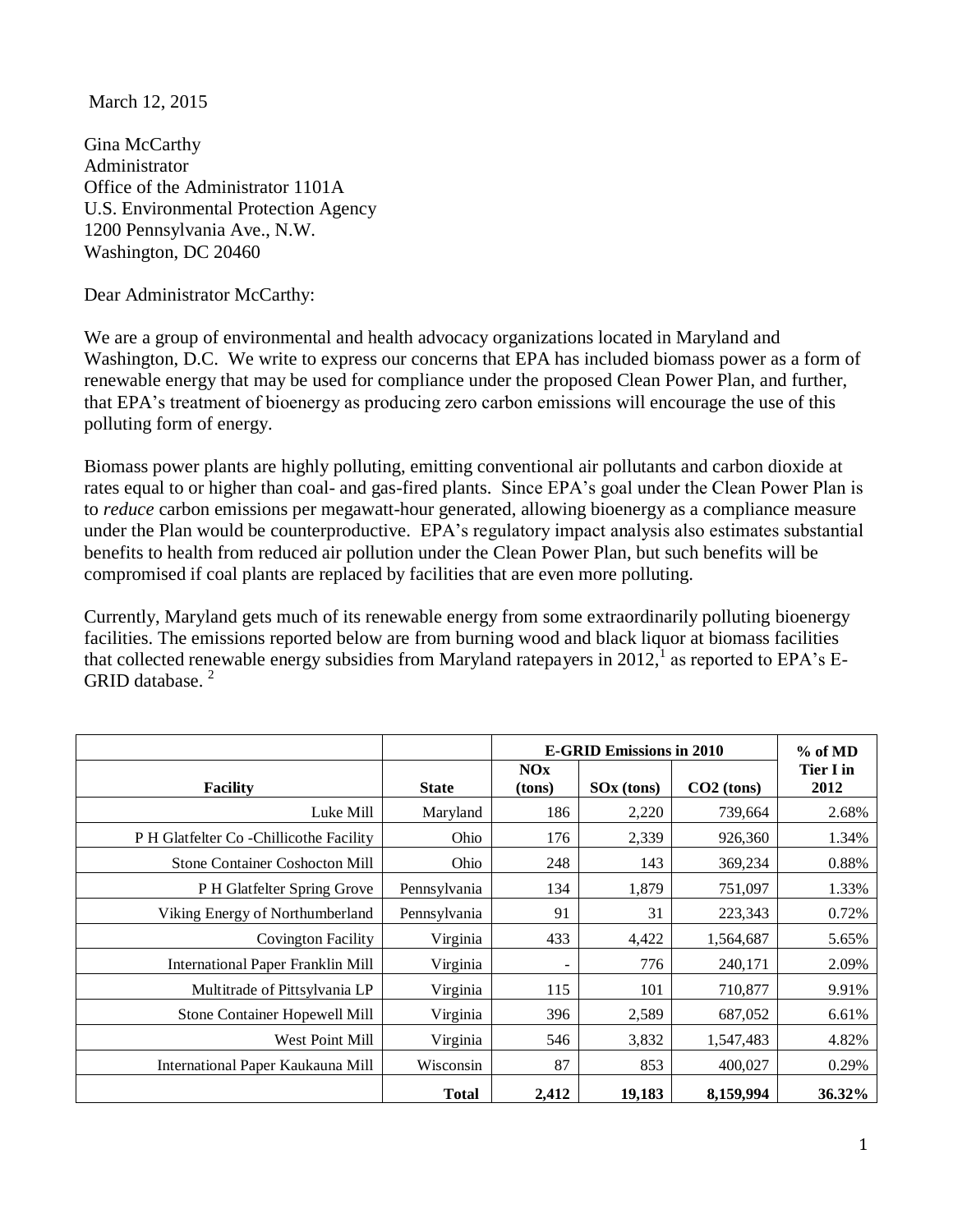March 12, 2015

Gina McCarthy
Administrator
Office of the Administrator 1101A
U.S. Environmental Protection Agency
1200 Pennsylvania Ave., N.W.
Washington, DC 20460

Dear Administrator McCarthy:

We are a group of environmental and health advocacy organizations located in Maryland and Washington, D.C. We write to express our concerns that EPA has included biomass power as a form of renewable energy that may be used for compliance under the proposed Clean Power Plan, and further, that EPA's treatment of bioenergy as producing zero carbon emissions will encourage the use of this polluting form of energy.

Biomass power plants are highly polluting, emitting conventional air pollutants and carbon dioxide at rates equal to or higher than coal- and gas-fired plants. Since EPA's goal under the Clean Power Plan is to *reduce* carbon emissions per megawatt-hour generated, allowing bioenergy as a compliance measure under the Plan would be counterproductive. EPA's regulatory impact analysis also estimates substantial benefits to health from reduced air pollution under the Clean Power Plan, but such benefits will be compromised if coal plants are replaced by facilities that are even more polluting.

Currently, Maryland gets much of its renewable energy from some extraordinarily polluting bioenergy facilities. The emissions reported below are from burning wood and black liquor at biomass facilities that collected renewable energy subsidies from Maryland ratepayers in 2012,[1] as reported to EPA's E-GRID database. [2]

| | | E-GRID Emissions in 2010 | | | % of MD Tier I in 2012 |
|---|---|---|---|---|---|
| **Facility** | **State** | **NOx (tons)** | **SOx (tons)** | **$CO_2$ (tons)** | |
| Luke Mill | Maryland | 186 | 2,220 | 739,664 | 2.68% |
| P H Glatfelter Co -Chillicothe Facility | Ohio | 176 | 2,339 | 926,360 | 1.34% |
| Stone Container Coshocton Mill | Ohio | 248 | 143 | 369,234 | 0.88% |
| P H Glatfelter Spring Grove | Pennsylvania | 134 | 1,879 | 751,097 | 1.33% |
| Viking Energy of Northumberland | Pennsylvania | 91 | 31 | 223,343 | 0.72% |
| Covington Facility | Virginia | 433 | 4,422 | 1,564,687 | 5.65% |
| International Paper Franklin Mill | Virginia | - | 776 | 240,171 | 2.09% |
| Multitrade of Pittsylvania LP | Virginia | 115 | 101 | 710,877 | 9.91% |
| Stone Container Hopewell Mill | Virginia | 396 | 2,589 | 687,052 | 6.61% |
| West Point Mill | Virginia | 546 | 3,832 | 1,547,483 | 4.82% |
| International Paper Kaukauna Mill | Wisconsin | 87 | 853 | 400,027 | 0.29% |
| | **Total** | **2,412** | **19,183** | **8,159,994** | **36.32%** |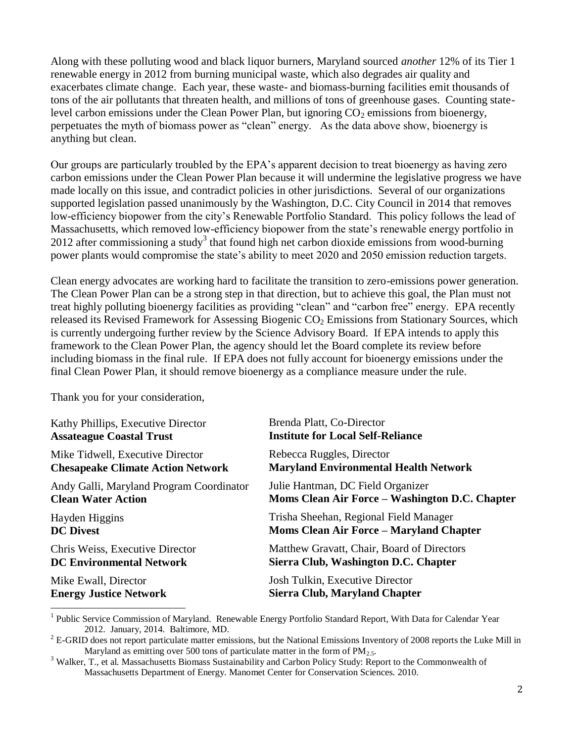Along with these polluting wood and black liquor burners, Maryland sourced *another* 12% of its Tier 1 renewable energy in 2012 from burning municipal waste, which also degrades air quality and exacerbates climate change. Each year, these waste- and biomass-burning facilities emit thousands of tons of the air pollutants that threaten health, and millions of tons of greenhouse gases. Counting state-level carbon emissions under the Clean Power Plan, but ignoring $CO_2$ emissions from bioenergy, perpetuates the myth of biomass power as "clean" energy. As the data above show, bioenergy is anything but clean.

Our groups are particularly troubled by the EPA's apparent decision to treat bioenergy as having zero carbon emissions under the Clean Power Plan because it will undermine the legislative progress we have made locally on this issue, and contradict policies in other jurisdictions. Several of our organizations supported legislation passed unanimously by the Washington, D.C. City Council in 2014 that removes low-efficiency biopower from the city's Renewable Portfolio Standard. This policy follows the lead of Massachusetts, which removed low-efficiency biopower from the state's renewable energy portfolio in 2012 after commissioning a study[3] that found high net carbon dioxide emissions from wood-burning power plants would compromise the state's ability to meet 2020 and 2050 emission reduction targets.

Clean energy advocates are working hard to facilitate the transition to zero-emissions power generation. The Clean Power Plan can be a strong step in that direction, but to achieve this goal, the Plan must not treat highly polluting bioenergy facilities as providing "clean" and "carbon free" energy. EPA recently released its Revised Framework for Assessing Biogenic $CO_2$ Emissions from Stationary Sources, which is currently undergoing further review by the Science Advisory Board. If EPA intends to apply this framework to the Clean Power Plan, the agency should let the Board complete its review before including biomass in the final rule. If EPA does not fully account for bioenergy emissions under the final Clean Power Plan, it should remove bioenergy as a compliance measure under the rule.

Thank you for your consideration,

Kathy Phillips, Executive Director
**Assateague Coastal Trust**

Mike Tidwell, Executive Director
**Chesapeake Climate Action Network**

Andy Galli, Maryland Program Coordinator
**Clean Water Action**

Hayden Higgins
**DC Divest**

Chris Weiss, Executive Director
**DC Environmental Network**

Mike Ewall, Director
**Energy Justice Network**

Brenda Platt, Co-Director
**Institute for Local Self-Reliance**

Rebecca Ruggles, Director
**Maryland Environmental Health Network**

Julie Hantman, DC Field Organizer
**Moms Clean Air Force – Washington D.C. Chapter**

Trisha Sheehan, Regional Field Manager
**Moms Clean Air Force – Maryland Chapter**

Matthew Gravatt, Chair, Board of Directors
**Sierra Club, Washington D.C. Chapter**

Josh Tulkin, Executive Director
**Sierra Club, Maryland Chapter**

---

[1] Public Service Commission of Maryland. Renewable Energy Portfolio Standard Report, With Data for Calendar Year 2012. January, 2014. Baltimore, MD.

[2] E-GRID does not report particulate matter emissions, but the National Emissions Inventory of 2008 reports the Luke Mill in Maryland as emitting over 500 tons of particulate matter in the form of $PM_{2.5}$.

[3] Walker, T., et al. Massachusetts Biomass Sustainability and Carbon Policy Study: Report to the Commonwealth of Massachusetts Department of Energy. Manomet Center for Conservation Sciences. 2010.